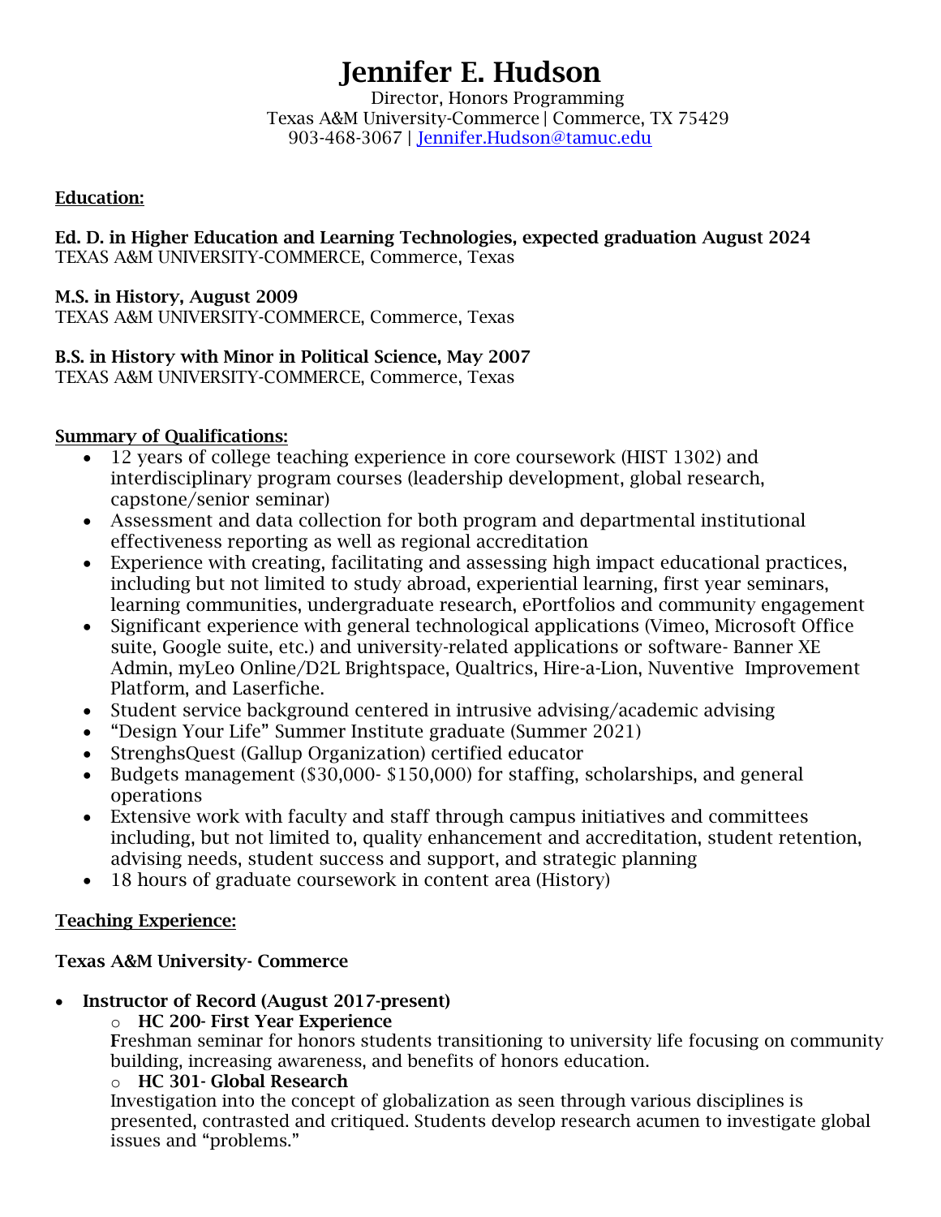# Jennifer E. Hudson

Director, Honors Programming
Texas A&M University-Commerce | Commerce, TX 75429
903-468-3067 | Jennifer.Hudson@tamuc.edu

## Education:

**Ed. D. in Higher Education and Learning Technologies, expected graduation August 2024**
TEXAS A&M UNIVERSITY-COMMERCE, Commerce, Texas

**M.S. in History, August 2009**
TEXAS A&M UNIVERSITY-COMMERCE, Commerce, Texas

**B.S. in History with Minor in Political Science, May 2007**
TEXAS A&M UNIVERSITY-COMMERCE, Commerce, Texas

## Summary of Qualifications:

- 12 years of college teaching experience in core coursework (HIST 1302) and interdisciplinary program courses (leadership development, global research, capstone/senior seminar)
- Assessment and data collection for both program and departmental institutional effectiveness reporting as well as regional accreditation
- Experience with creating, facilitating and assessing high impact educational practices, including but not limited to study abroad, experiential learning, first year seminars, learning communities, undergraduate research, ePortfolios and community engagement
- Significant experience with general technological applications (Vimeo, Microsoft Office suite, Google suite, etc.) and university-related applications or software- Banner XE Admin, myLeo Online/D2L Brightspace, Qualtrics, Hire-a-Lion, Nuventive Improvement Platform, and Laserfiche.
- Student service background centered in intrusive advising/academic advising
- "Design Your Life" Summer Institute graduate (Summer 2021)
- StrenghsQuest (Gallup Organization) certified educator
- Budgets management ($30,000- $150,000) for staffing, scholarships, and general operations
- Extensive work with faculty and staff through campus initiatives and committees including, but not limited to, quality enhancement and accreditation, student retention, advising needs, student success and support, and strategic planning
- 18 hours of graduate coursework in content area (History)

## Teaching Experience:

**Texas A&M University- Commerce**

- **Instructor of Record (August 2017-present)**
  - **HC 200- First Year Experience**
    Freshman seminar for honors students transitioning to university life focusing on community building, increasing awareness, and benefits of honors education.
  - **HC 301- Global Research**
    Investigation into the concept of globalization as seen through various disciplines is presented, contrasted and critiqued. Students develop research acumen to investigate global issues and "problems."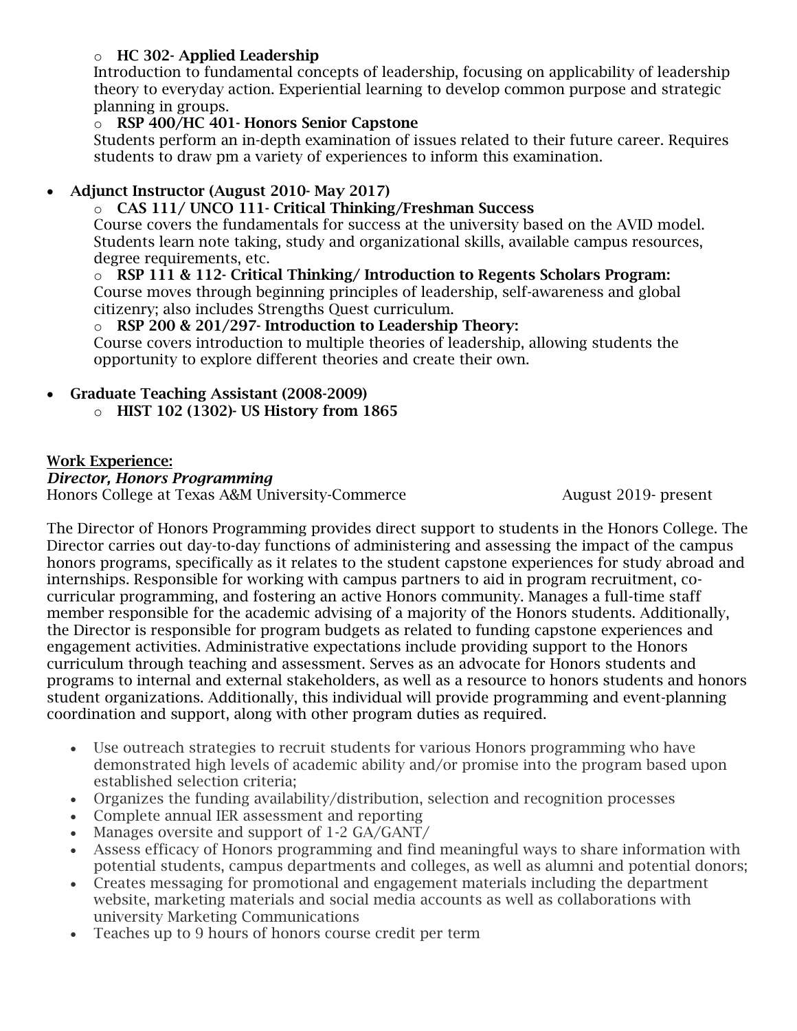- **HC 302- Applied Leadership**
  Introduction to fundamental concepts of leadership, focusing on applicability of leadership theory to everyday action. Experiential learning to develop common purpose and strategic planning in groups.
- **RSP 400/HC 401- Honors Senior Capstone**
  Students perform an in-depth examination of issues related to their future career. Requires students to draw pm a variety of experiences to inform this examination.

- **Adjunct Instructor (August 2010- May 2017)**
  - **CAS 111/ UNCO 111- Critical Thinking/Freshman Success**
    Course covers the fundamentals for success at the university based on the AVID model. Students learn note taking, study and organizational skills, available campus resources, degree requirements, etc.
  - **RSP 111 & 112- Critical Thinking/ Introduction to Regents Scholars Program:**
    Course moves through beginning principles of leadership, self-awareness and global citizenry; also includes Strengths Quest curriculum.
  - **RSP 200 & 201/297- Introduction to Leadership Theory:**
    Course covers introduction to multiple theories of leadership, allowing students the opportunity to explore different theories and create their own.

- **Graduate Teaching Assistant (2008-2009)**
  - **HIST 102 (1302)- US History from 1865**

## Work Experience:

***Director, Honors Programming***
Honors College at Texas A&M University-Commerce August 2019- present

The Director of Honors Programming provides direct support to students in the Honors College. The Director carries out day-to-day functions of administering and assessing the impact of the campus honors programs, specifically as it relates to the student capstone experiences for study abroad and internships. Responsible for working with campus partners to aid in program recruitment, co-curricular programming, and fostering an active Honors community. Manages a full-time staff member responsible for the academic advising of a majority of the Honors students. Additionally, the Director is responsible for program budgets as related to funding capstone experiences and engagement activities. Administrative expectations include providing support to the Honors curriculum through teaching and assessment. Serves as an advocate for Honors students and programs to internal and external stakeholders, as well as a resource to honors students and honors student organizations. Additionally, this individual will provide programming and event-planning coordination and support, along with other program duties as required.

- Use outreach strategies to recruit students for various Honors programming who have demonstrated high levels of academic ability and/or promise into the program based upon established selection criteria;
- Organizes the funding availability/distribution, selection and recognition processes
- Complete annual IER assessment and reporting
- Manages oversite and support of 1-2 GA/GANT/
- Assess efficacy of Honors programming and find meaningful ways to share information with potential students, campus departments and colleges, as well as alumni and potential donors;
- Creates messaging for promotional and engagement materials including the department website, marketing materials and social media accounts as well as collaborations with university Marketing Communications
- Teaches up to 9 hours of honors course credit per term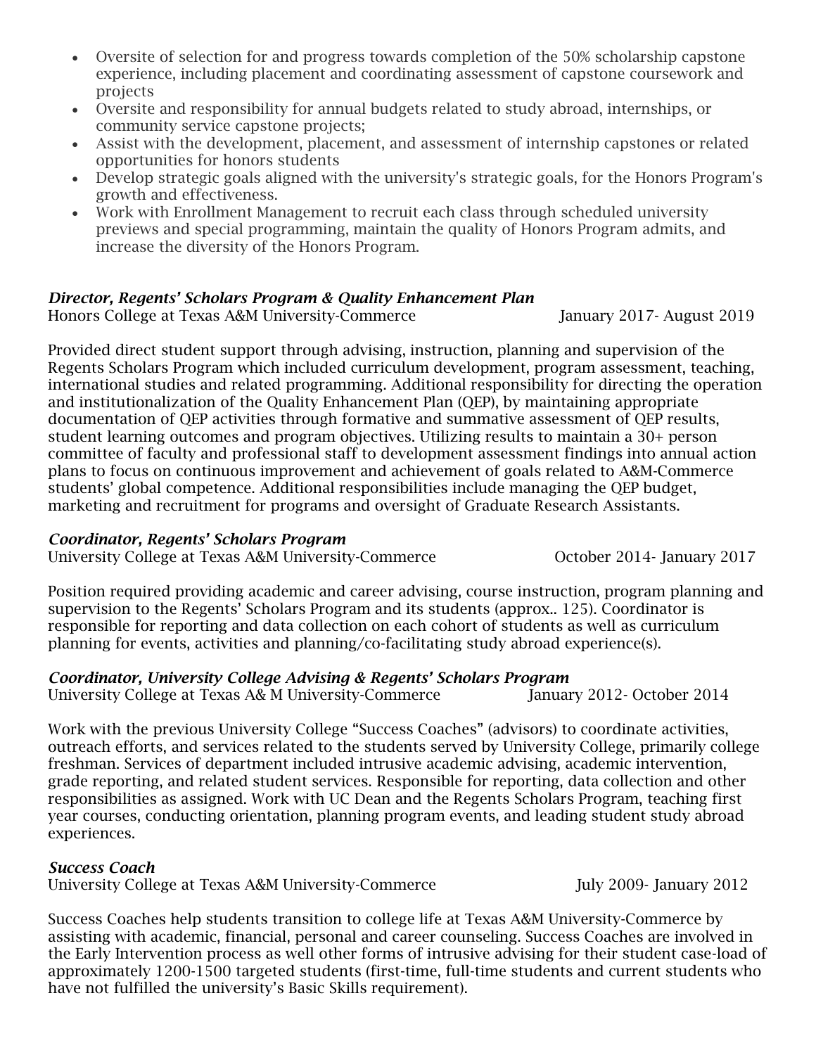- Oversite of selection for and progress towards completion of the 50% scholarship capstone experience, including placement and coordinating assessment of capstone coursework and projects
- Oversite and responsibility for annual budgets related to study abroad, internships, or community service capstone projects;
- Assist with the development, placement, and assessment of internship capstones or related opportunities for honors students
- Develop strategic goals aligned with the university's strategic goals, for the Honors Program's growth and effectiveness.
- Work with Enrollment Management to recruit each class through scheduled university previews and special programming, maintain the quality of Honors Program admits, and increase the diversity of the Honors Program.

***Director, Regents' Scholars Program & Quality Enhancement Plan***
Honors College at Texas A&M University-Commerce — January 2017- August 2019

Provided direct student support through advising, instruction, planning and supervision of the Regents Scholars Program which included curriculum development, program assessment, teaching, international studies and related programming. Additional responsibility for directing the operation and institutionalization of the Quality Enhancement Plan (QEP), by maintaining appropriate documentation of QEP activities through formative and summative assessment of QEP results, student learning outcomes and program objectives. Utilizing results to maintain a 30+ person committee of faculty and professional staff to development assessment findings into annual action plans to focus on continuous improvement and achievement of goals related to A&M-Commerce students' global competence. Additional responsibilities include managing the QEP budget, marketing and recruitment for programs and oversight of Graduate Research Assistants.

***Coordinator, Regents' Scholars Program***
University College at Texas A&M University-Commerce — October 2014- January 2017

Position required providing academic and career advising, course instruction, program planning and supervision to the Regents' Scholars Program and its students (approx.. 125). Coordinator is responsible for reporting and data collection on each cohort of students as well as curriculum planning for events, activities and planning/co-facilitating study abroad experience(s).

***Coordinator, University College Advising & Regents' Scholars Program***
University College at Texas A& M University-Commerce — January 2012- October 2014

Work with the previous University College "Success Coaches" (advisors) to coordinate activities, outreach efforts, and services related to the students served by University College, primarily college freshman. Services of department included intrusive academic advising, academic intervention, grade reporting, and related student services. Responsible for reporting, data collection and other responsibilities as assigned. Work with UC Dean and the Regents Scholars Program, teaching first year courses, conducting orientation, planning program events, and leading student study abroad experiences.

***Success Coach***
University College at Texas A&M University-Commerce — July 2009- January 2012

Success Coaches help students transition to college life at Texas A&M University-Commerce by assisting with academic, financial, personal and career counseling. Success Coaches are involved in the Early Intervention process as well other forms of intrusive advising for their student case-load of approximately 1200-1500 targeted students (first-time, full-time students and current students who have not fulfilled the university's Basic Skills requirement).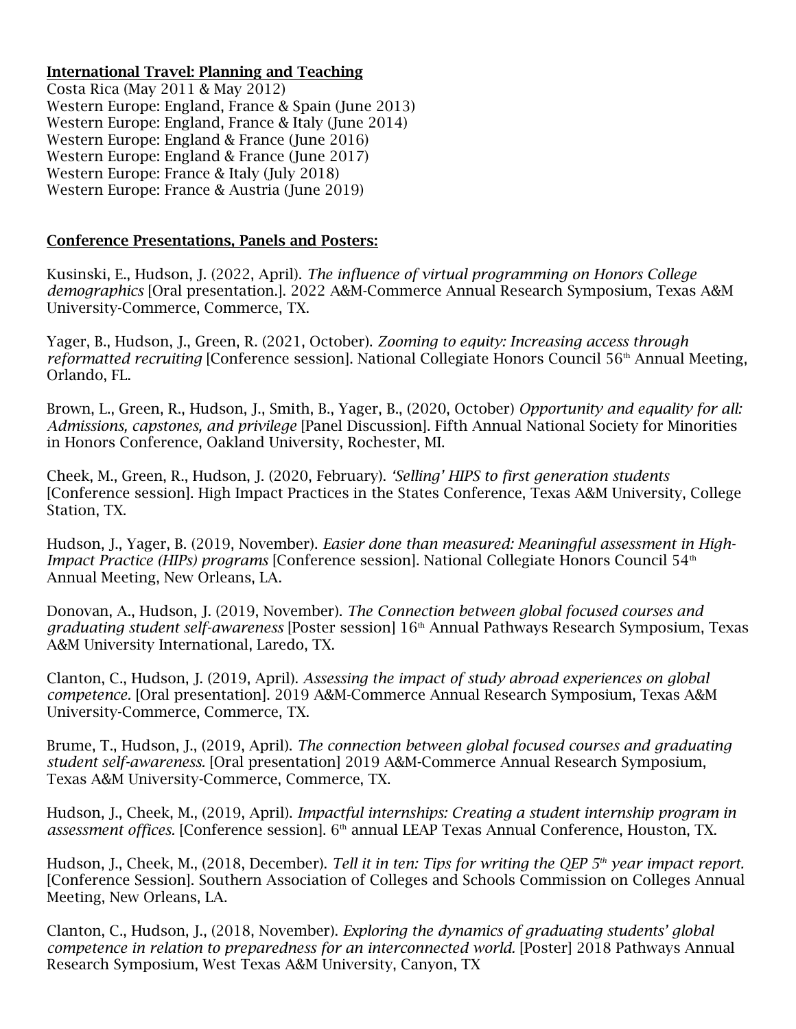**International Travel: Planning and Teaching**

Costa Rica (May 2011 & May 2012)
Western Europe: England, France & Spain (June 2013)
Western Europe: England, France & Italy (June 2014)
Western Europe: England & France (June 2016)
Western Europe: England & France (June 2017)
Western Europe: France & Italy (July 2018)
Western Europe: France & Austria (June 2019)

**Conference Presentations, Panels and Posters:**

Kusinski, E., Hudson, J. (2022, April). *The influence of virtual programming on Honors College demographics* [Oral presentation.]. 2022 A&M-Commerce Annual Research Symposium, Texas A&M University-Commerce, Commerce, TX.

Yager, B., Hudson, J., Green, R. (2021, October). *Zooming to equity: Increasing access through reformatted recruiting* [Conference session]. National Collegiate Honors Council 56th Annual Meeting, Orlando, FL.

Brown, L., Green, R., Hudson, J., Smith, B., Yager, B., (2020, October) *Opportunity and equality for all: Admissions, capstones, and privilege* [Panel Discussion]. Fifth Annual National Society for Minorities in Honors Conference, Oakland University, Rochester, MI.

Cheek, M., Green, R., Hudson, J. (2020, February). *'Selling' HIPS to first generation students* [Conference session]. High Impact Practices in the States Conference, Texas A&M University, College Station, TX.

Hudson, J., Yager, B. (2019, November). *Easier done than measured: Meaningful assessment in High-Impact Practice (HIPs) programs* [Conference session]. National Collegiate Honors Council 54th Annual Meeting, New Orleans, LA.

Donovan, A., Hudson, J. (2019, November). *The Connection between global focused courses and graduating student self-awareness* [Poster session] 16th Annual Pathways Research Symposium, Texas A&M University International, Laredo, TX.

Clanton, C., Hudson, J. (2019, April). *Assessing the impact of study abroad experiences on global competence.* [Oral presentation]. 2019 A&M-Commerce Annual Research Symposium, Texas A&M University-Commerce, Commerce, TX.

Brume, T., Hudson, J., (2019, April). *The connection between global focused courses and graduating student self-awareness.* [Oral presentation] 2019 A&M-Commerce Annual Research Symposium, Texas A&M University-Commerce, Commerce, TX.

Hudson, J., Cheek, M., (2019, April). *Impactful internships: Creating a student internship program in assessment offices.* [Conference session]. 6th annual LEAP Texas Annual Conference, Houston, TX.

Hudson, J., Cheek, M., (2018, December). *Tell it in ten: Tips for writing the QEP 5th year impact report.* [Conference Session]. Southern Association of Colleges and Schools Commission on Colleges Annual Meeting, New Orleans, LA.

Clanton, C., Hudson, J., (2018, November). *Exploring the dynamics of graduating students' global competence in relation to preparedness for an interconnected world.* [Poster] 2018 Pathways Annual Research Symposium, West Texas A&M University, Canyon, TX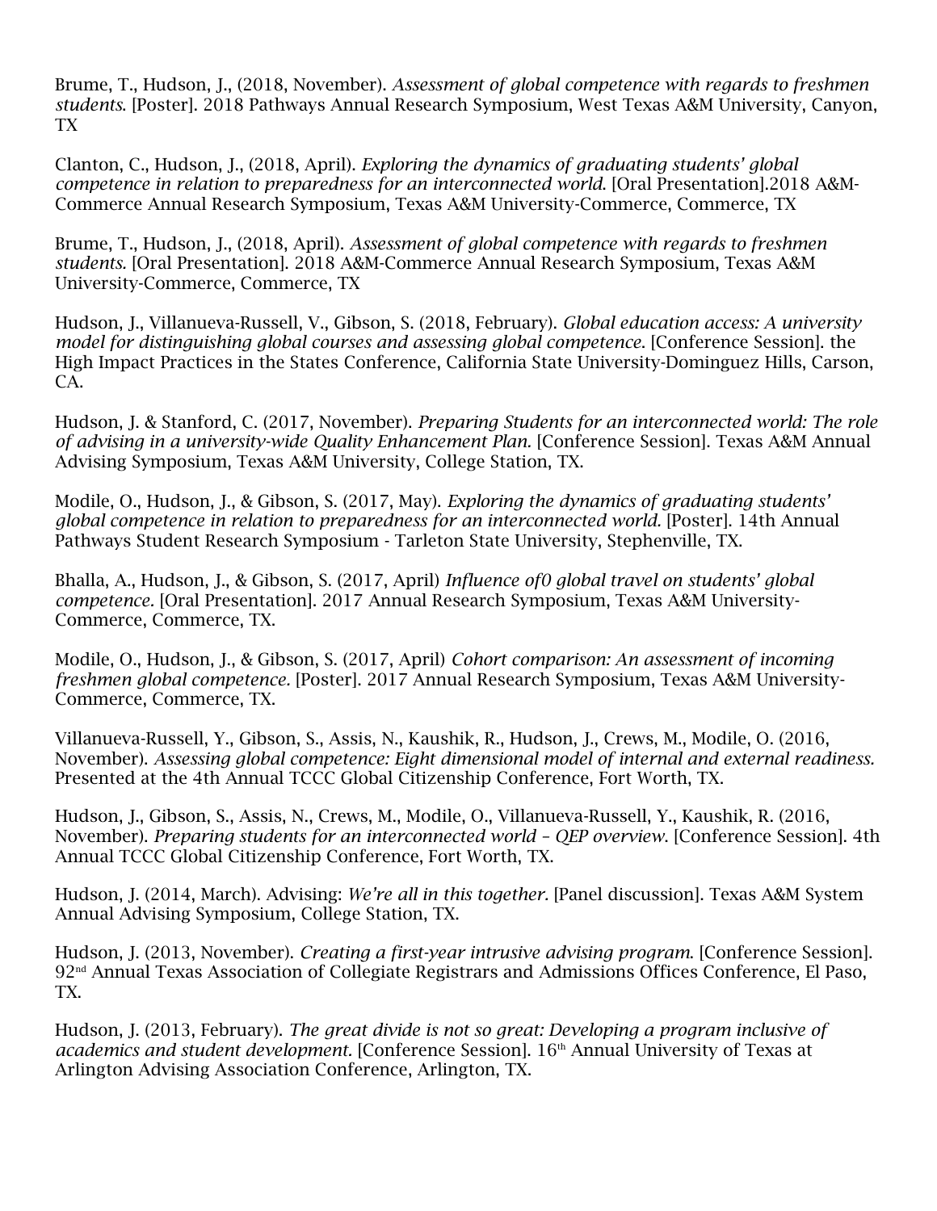Brume, T., Hudson, J., (2018, November). *Assessment of global competence with regards to freshmen students.* [Poster]. 2018 Pathways Annual Research Symposium, West Texas A&M University, Canyon, TX

Clanton, C., Hudson, J., (2018, April). *Exploring the dynamics of graduating students' global competence in relation to preparedness for an interconnected world.* [Oral Presentation].2018 A&M-Commerce Annual Research Symposium, Texas A&M University-Commerce, Commerce, TX

Brume, T., Hudson, J., (2018, April). *Assessment of global competence with regards to freshmen students.* [Oral Presentation]. 2018 A&M-Commerce Annual Research Symposium, Texas A&M University-Commerce, Commerce, TX

Hudson, J., Villanueva-Russell, V., Gibson, S. (2018, February). *Global education access: A university model for distinguishing global courses and assessing global competence.* [Conference Session]. the High Impact Practices in the States Conference, California State University-Dominguez Hills, Carson, CA.

Hudson, J. & Stanford, C. (2017, November). *Preparing Students for an interconnected world: The role of advising in a university-wide Quality Enhancement Plan.* [Conference Session]. Texas A&M Annual Advising Symposium, Texas A&M University, College Station, TX.

Modile, O., Hudson, J., & Gibson, S. (2017, May). *Exploring the dynamics of graduating students' global competence in relation to preparedness for an interconnected world.* [Poster]. 14th Annual Pathways Student Research Symposium - Tarleton State University, Stephenville, TX.

Bhalla, A., Hudson, J., & Gibson, S. (2017, April) *Influence of0 global travel on students' global competence.* [Oral Presentation]. 2017 Annual Research Symposium, Texas A&M University-Commerce, Commerce, TX.

Modile, O., Hudson, J., & Gibson, S. (2017, April) *Cohort comparison: An assessment of incoming freshmen global competence.* [Poster]. 2017 Annual Research Symposium, Texas A&M University-Commerce, Commerce, TX.

Villanueva-Russell, Y., Gibson, S., Assis, N., Kaushik, R., Hudson, J., Crews, M., Modile, O. (2016, November). *Assessing global competence: Eight dimensional model of internal and external readiness.* Presented at the 4th Annual TCCC Global Citizenship Conference, Fort Worth, TX.

Hudson, J., Gibson, S., Assis, N., Crews, M., Modile, O., Villanueva-Russell, Y., Kaushik, R. (2016, November). *Preparing students for an interconnected world – QEP overview.* [Conference Session]. 4th Annual TCCC Global Citizenship Conference, Fort Worth, TX.

Hudson, J. (2014, March). Advising: *We're all in this together.* [Panel discussion]. Texas A&M System Annual Advising Symposium, College Station, TX.

Hudson, J. (2013, November). *Creating a first-year intrusive advising program.* [Conference Session]. 92nd Annual Texas Association of Collegiate Registrars and Admissions Offices Conference, El Paso, TX.

Hudson, J. (2013, February). *The great divide is not so great: Developing a program inclusive of academics and student development.* [Conference Session]. 16th Annual University of Texas at Arlington Advising Association Conference, Arlington, TX.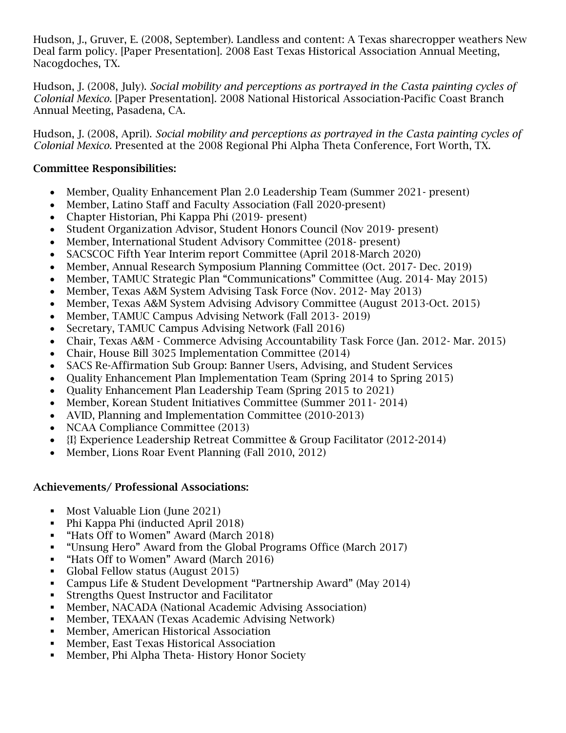Hudson, J., Gruver, E. (2008, September). Landless and content: A Texas sharecropper weathers New Deal farm policy. [Paper Presentation]. 2008 East Texas Historical Association Annual Meeting, Nacogdoches, TX.

Hudson, J. (2008, July). *Social mobility and perceptions as portrayed in the Casta painting cycles of Colonial Mexico.* [Paper Presentation]. 2008 National Historical Association-Pacific Coast Branch Annual Meeting, Pasadena, CA.

Hudson, J. (2008, April). *Social mobility and perceptions as portrayed in the Casta painting cycles of Colonial Mexico.* Presented at the 2008 Regional Phi Alpha Theta Conference, Fort Worth, TX.

**Committee Responsibilities:**

- Member, Quality Enhancement Plan 2.0 Leadership Team (Summer 2021- present)
- Member, Latino Staff and Faculty Association (Fall 2020-present)
- Chapter Historian, Phi Kappa Phi (2019- present)
- Student Organization Advisor, Student Honors Council (Nov 2019- present)
- Member, International Student Advisory Committee (2018- present)
- SACSCOC Fifth Year Interim report Committee (April 2018-March 2020)
- Member, Annual Research Symposium Planning Committee (Oct. 2017- Dec. 2019)
- Member, TAMUC Strategic Plan "Communications" Committee (Aug. 2014- May 2015)
- Member, Texas A&M System Advising Task Force (Nov. 2012- May 2013)
- Member, Texas A&M System Advising Advisory Committee (August 2013-Oct. 2015)
- Member, TAMUC Campus Advising Network (Fall 2013- 2019)
- Secretary, TAMUC Campus Advising Network (Fall 2016)
- Chair, Texas A&M - Commerce Advising Accountability Task Force (Jan. 2012- Mar. 2015)
- Chair, House Bill 3025 Implementation Committee (2014)
- SACS Re-Affirmation Sub Group: Banner Users, Advising, and Student Services
- Quality Enhancement Plan Implementation Team (Spring 2014 to Spring 2015)
- Quality Enhancement Plan Leadership Team (Spring 2015 to 2021)
- Member, Korean Student Initiatives Committee (Summer 2011- 2014)
- AVID, Planning and Implementation Committee (2010-2013)
- NCAA Compliance Committee (2013)
- {I} Experience Leadership Retreat Committee & Group Facilitator (2012-2014)
- Member, Lions Roar Event Planning (Fall 2010, 2012)

**Achievements/ Professional Associations:**

- Most Valuable Lion (June 2021)
- Phi Kappa Phi (inducted April 2018)
- "Hats Off to Women" Award (March 2018)
- "Unsung Hero" Award from the Global Programs Office (March 2017)
- "Hats Off to Women" Award (March 2016)
- Global Fellow status (August 2015)
- Campus Life & Student Development "Partnership Award" (May 2014)
- Strengths Quest Instructor and Facilitator
- Member, NACADA (National Academic Advising Association)
- Member, TEXAAN (Texas Academic Advising Network)
- Member, American Historical Association
- Member, East Texas Historical Association
- Member, Phi Alpha Theta- History Honor Society